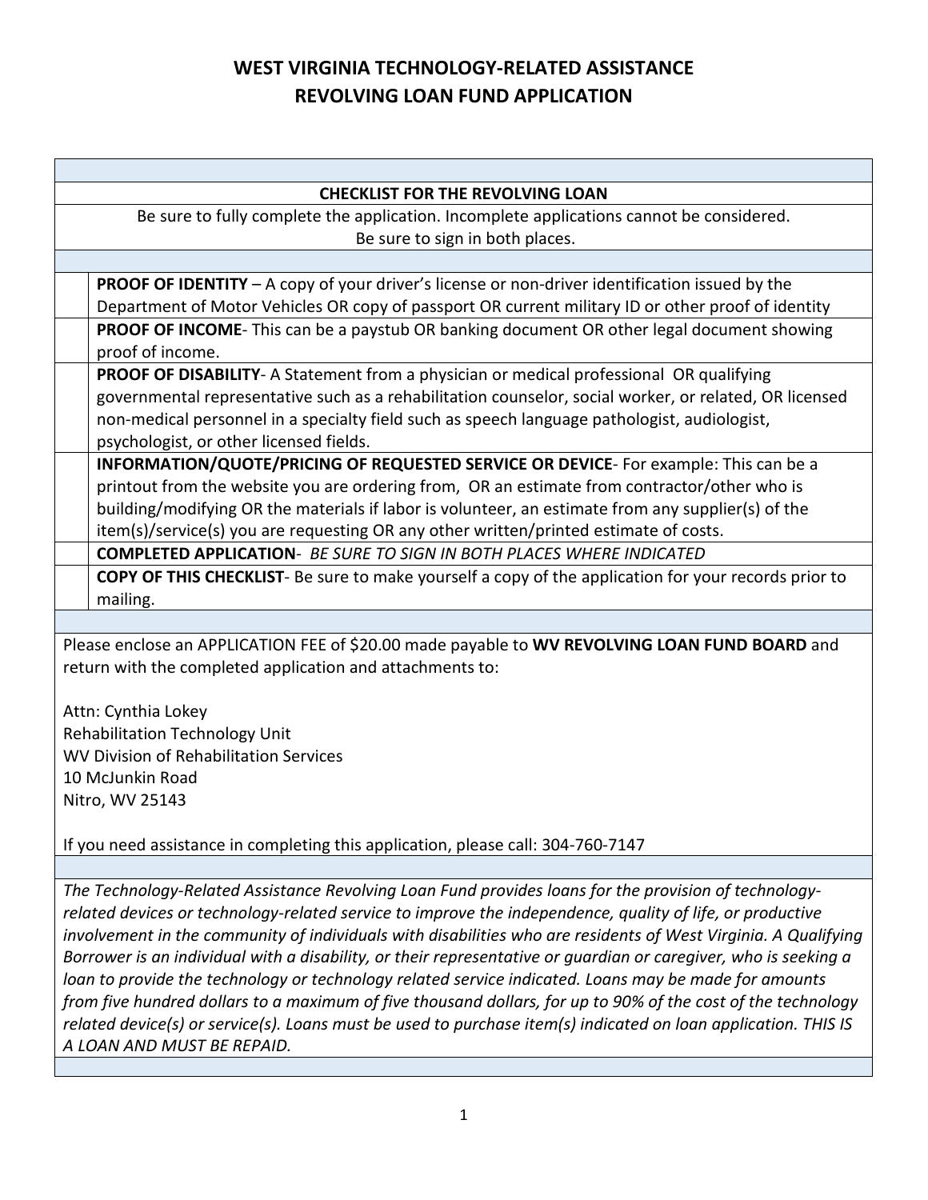# WEST VIRGINIA TECHNOLOGY-RELATED ASSISTANCE REVOLVING LOAN FUND APPLICATION

## CHECKLIST FOR THE REVOLVING LOAN

Be sure to fully complete the application. Incomplete applications cannot be considered.
Be sure to sign in both places.

| | |
|---|---|
| | **PROOF OF IDENTITY** – A copy of your driver's license or non-driver identification issued by the Department of Motor Vehicles OR copy of passport OR current military ID or other proof of identity |
| | **PROOF OF INCOME**- This can be a paystub OR banking document OR other legal document showing proof of income. |
| | **PROOF OF DISABILITY**- A Statement from a physician or medical professional OR qualifying governmental representative such as a rehabilitation counselor, social worker, or related, OR licensed non-medical personnel in a specialty field such as speech language pathologist, audiologist, psychologist, or other licensed fields. |
| | **INFORMATION/QUOTE/PRICING OF REQUESTED SERVICE OR DEVICE**- For example: This can be a printout from the website you are ordering from, OR an estimate from contractor/other who is building/modifying OR the materials if labor is volunteer, an estimate from any supplier(s) of the item(s)/service(s) you are requesting OR any other written/printed estimate of costs. |
| | **COMPLETED APPLICATION**- *BE SURE TO SIGN IN BOTH PLACES WHERE INDICATED* |
| | **COPY OF THIS CHECKLIST**- Be sure to make yourself a copy of the application for your records prior to mailing. |

Please enclose an APPLICATION FEE of $20.00 made payable to **WV REVOLVING LOAN FUND BOARD** and return with the completed application and attachments to:

Attn: Cynthia Lokey
Rehabilitation Technology Unit
WV Division of Rehabilitation Services
10 McJunkin Road
Nitro, WV 25143

If you need assistance in completing this application, please call: 304-760-7147

*The Technology-Related Assistance Revolving Loan Fund provides loans for the provision of technology-related devices or technology-related service to improve the independence, quality of life, or productive involvement in the community of individuals with disabilities who are residents of West Virginia. A Qualifying Borrower is an individual with a disability, or their representative or guardian or caregiver, who is seeking a loan to provide the technology or technology related service indicated. Loans may be made for amounts from five hundred dollars to a maximum of five thousand dollars, for up to 90% of the cost of the technology related device(s) or service(s). Loans must be used to purchase item(s) indicated on loan application. THIS IS A LOAN AND MUST BE REPAID.*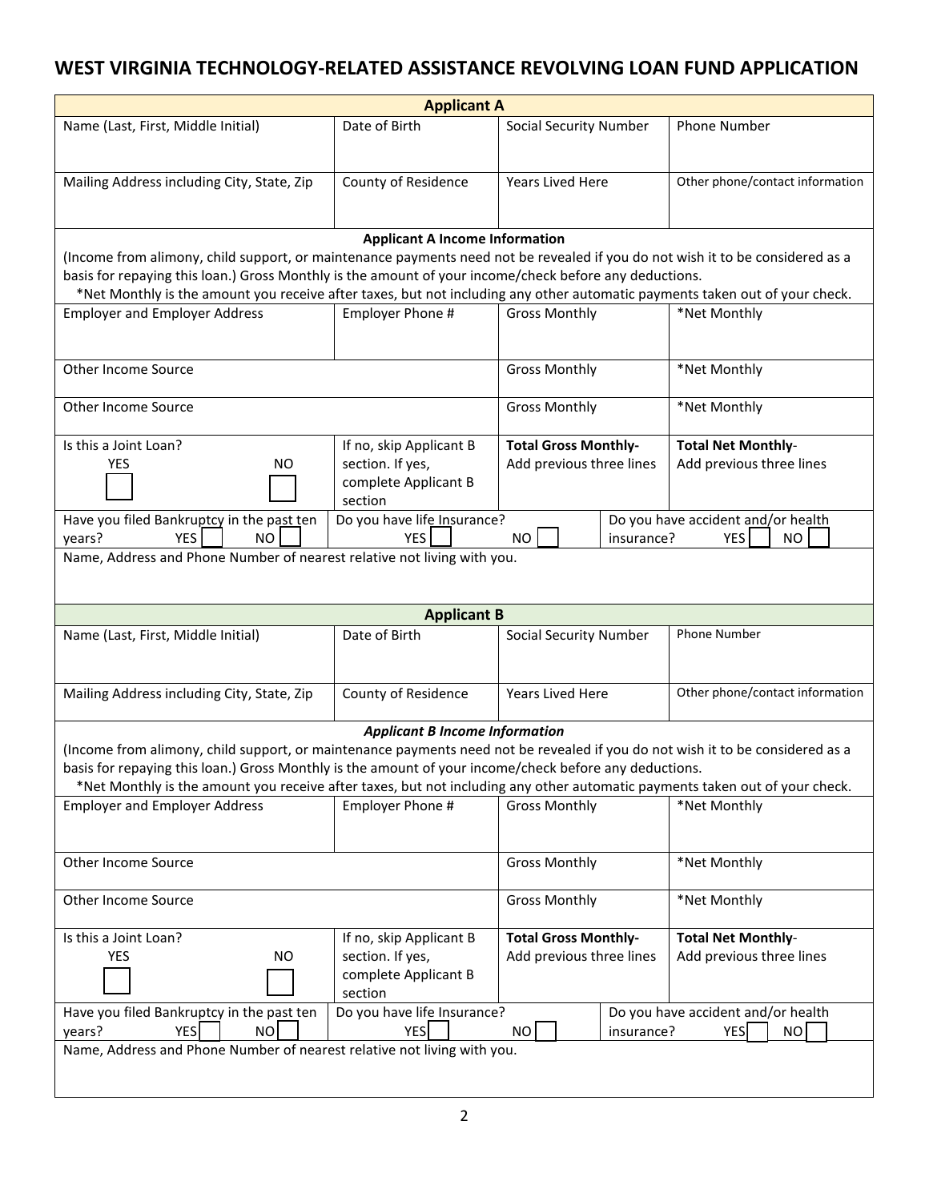# WEST VIRGINIA TECHNOLOGY-RELATED ASSISTANCE REVOLVING LOAN FUND APPLICATION

| **Applicant A** | | | |
|---|---|---|---|
| Name (Last, First, Middle Initial) | Date of Birth | Social Security Number | Phone Number |
| Mailing Address including City, State, Zip | County of Residence | Years Lived Here | Other phone/contact information |

**Applicant A Income Information**

(Income from alimony, child support, or maintenance payments need not be revealed if you do not wish it to be considered as a basis for repaying this loan.) Gross Monthly is the amount of your income/check before any deductions.

*Net Monthly is the amount you receive after taxes, but not including any other automatic payments taken out of your check.

| Employer and Employer Address | Employer Phone # | Gross Monthly | *Net Monthly |
|---|---|---|---|
| Other Income Source | | Gross Monthly | *Net Monthly |
| Other Income Source | | Gross Monthly | *Net Monthly |
| Is this a Joint Loan? YES ☐ NO ☐ | If no, skip Applicant B section. If yes, complete Applicant B section | **Total Gross Monthly-** Add previous three lines | **Total Net Monthly**- Add previous three lines |
| Have you filed Bankruptcy in the past ten years? YES ☐ NO ☐ | Do you have life Insurance? YES ☐ NO ☐ | | Do you have accident and/or health insurance? YES ☐ NO ☐ |
| Name, Address and Phone Number of nearest relative not living with you. | | | |

| **Applicant B** | | | |
|---|---|---|---|
| Name (Last, First, Middle Initial) | Date of Birth | Social Security Number | Phone Number |
| Mailing Address including City, State, Zip | County of Residence | Years Lived Here | Other phone/contact information |

***Applicant B Income Information***

(Income from alimony, child support, or maintenance payments need not be revealed if you do not wish it to be considered as a basis for repaying this loan.) Gross Monthly is the amount of your income/check before any deductions.

*Net Monthly is the amount you receive after taxes, but not including any other automatic payments taken out of your check.

| Employer and Employer Address | Employer Phone # | Gross Monthly | *Net Monthly |
|---|---|---|---|
| Other Income Source | | Gross Monthly | *Net Monthly |
| Other Income Source | | Gross Monthly | *Net Monthly |
| Is this a Joint Loan? YES ☐ NO ☐ | If no, skip Applicant B section. If yes, complete Applicant B section | **Total Gross Monthly-** Add previous three lines | **Total Net Monthly**- Add previous three lines |
| Have you filed Bankruptcy in the past ten years? YES ☐ NO ☐ | Do you have life Insurance? YES ☐ NO ☐ | | Do you have accident and/or health insurance? YES ☐ NO ☐ |
| Name, Address and Phone Number of nearest relative not living with you. | | | |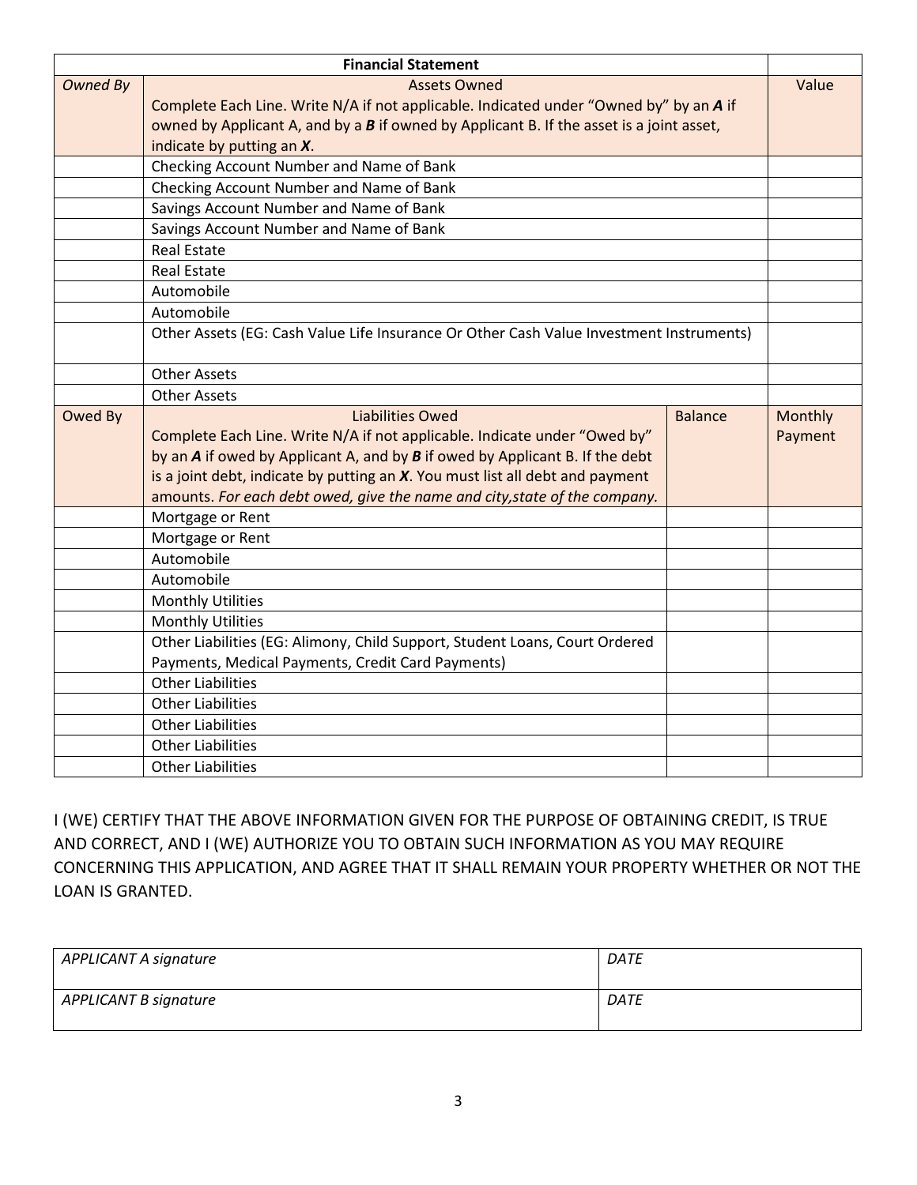| Financial Statement | | | |
|---|---|---|---|
| *Owned By* | Assets Owned<br>Complete Each Line. Write N/A if not applicable. Indicated under "Owned by" by an ***A*** if owned by Applicant A, and by a ***B*** if owned by Applicant B. If the asset is a joint asset, indicate by putting an ***X***. | | Value |
| | Checking Account Number and Name of Bank | | |
| | Checking Account Number and Name of Bank | | |
| | Savings Account Number and Name of Bank | | |
| | Savings Account Number and Name of Bank | | |
| | Real Estate | | |
| | Real Estate | | |
| | Automobile | | |
| | Automobile | | |
| | Other Assets (EG: Cash Value Life Insurance Or Other Cash Value Investment Instruments) | | |
| | Other Assets | | |
| | Other Assets | | |
| Owed By | Liabilities Owed<br>Complete Each Line. Write N/A if not applicable. Indicate under "Owed by" by an ***A*** if owed by Applicant A, and by ***B*** if owed by Applicant B. If the debt is a joint debt, indicate by putting an ***X***. You must list all debt and payment amounts. *For each debt owed, give the name and city,state of the company.* | Balance | Monthly Payment |
| | Mortgage or Rent | | |
| | Mortgage or Rent | | |
| | Automobile | | |
| | Automobile | | |
| | Monthly Utilities | | |
| | Monthly Utilities | | |
| | Other Liabilities (EG: Alimony, Child Support, Student Loans, Court Ordered Payments, Medical Payments, Credit Card Payments) | | |
| | Other Liabilities | | |
| | Other Liabilities | | |
| | Other Liabilities | | |
| | Other Liabilities | | |
| | Other Liabilities | | |

I (WE) CERTIFY THAT THE ABOVE INFORMATION GIVEN FOR THE PURPOSE OF OBTAINING CREDIT, IS TRUE AND CORRECT, AND I (WE) AUTHORIZE YOU TO OBTAIN SUCH INFORMATION AS YOU MAY REQUIRE CONCERNING THIS APPLICATION, AND AGREE THAT IT SHALL REMAIN YOUR PROPERTY WHETHER OR NOT THE LOAN IS GRANTED.

| | |
|---|---|
| *APPLICANT A signature* | *DATE* |
| *APPLICANT B signature* | *DATE* |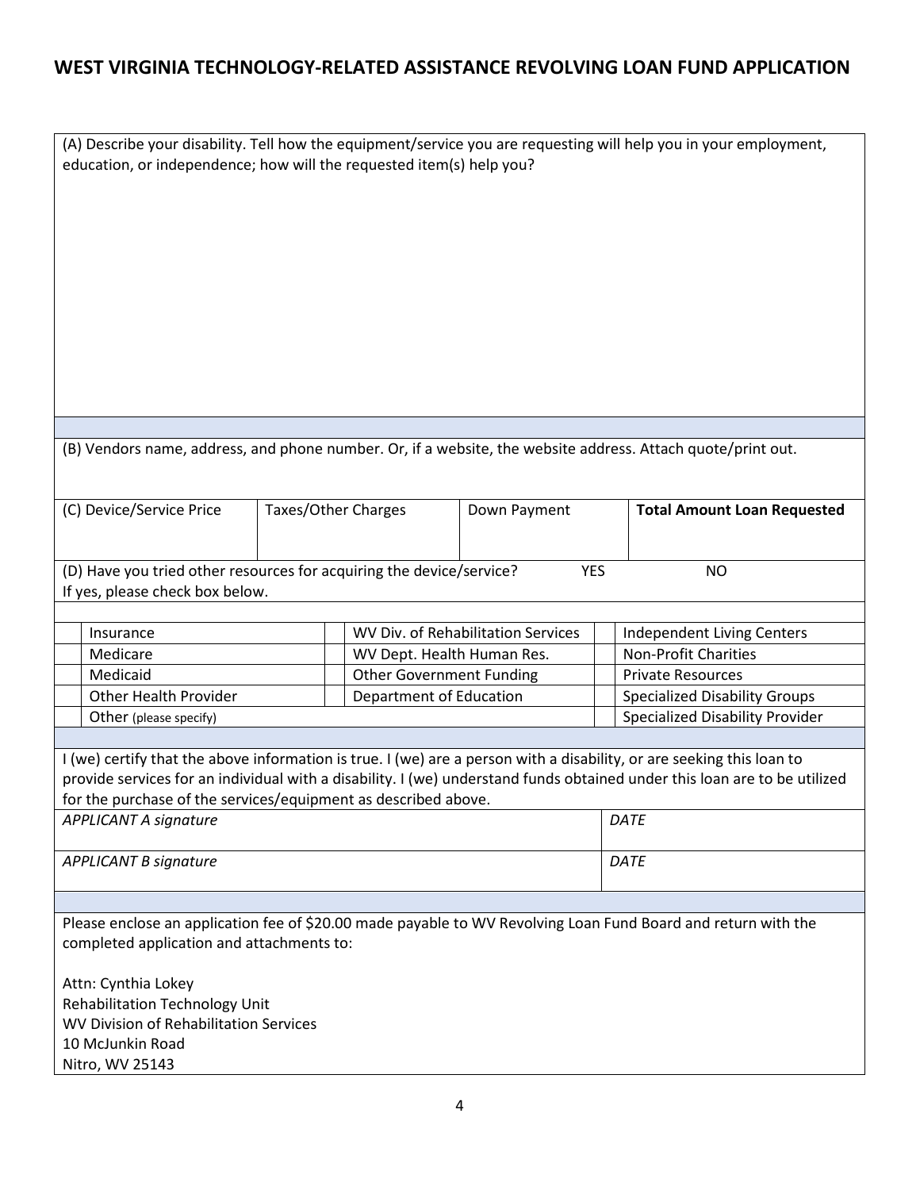# WEST VIRGINIA TECHNOLOGY-RELATED ASSISTANCE REVOLVING LOAN FUND APPLICATION

(A) Describe your disability. Tell how the equipment/service you are requesting will help you in your employment, education, or independence; how will the requested item(s) help you?

(B) Vendors name, address, and phone number. Or, if a website, the website address. Attach quote/print out.

| (C) Device/Service Price | Taxes/Other Charges | Down Payment | **Total Amount Loan Requested** |
|---|---|---|---|
| | | | |

(D) Have you tried other resources for acquiring the device/service? YES NO
If yes, please check box below.

| | | | | | |
|---|---|---|---|---|---|
| | Insurance | | WV Div. of Rehabilitation Services | | Independent Living Centers |
| | Medicare | | WV Dept. Health Human Res. | | Non-Profit Charities |
| | Medicaid | | Other Government Funding | | Private Resources |
| | Other Health Provider | | Department of Education | | Specialized Disability Groups |
| | Other (please specify) | | | | Specialized Disability Provider |

I (we) certify that the above information is true. I (we) are a person with a disability, or are seeking this loan to provide services for an individual with a disability. I (we) understand funds obtained under this loan are to be utilized for the purchase of the services/equipment as described above.

| | |
|---|---|
| *APPLICANT A signature* | *DATE* |
| *APPLICANT B signature* | *DATE* |

Please enclose an application fee of $20.00 made payable to WV Revolving Loan Fund Board and return with the completed application and attachments to:

Attn: Cynthia Lokey
Rehabilitation Technology Unit
WV Division of Rehabilitation Services
10 McJunkin Road
Nitro, WV 25143